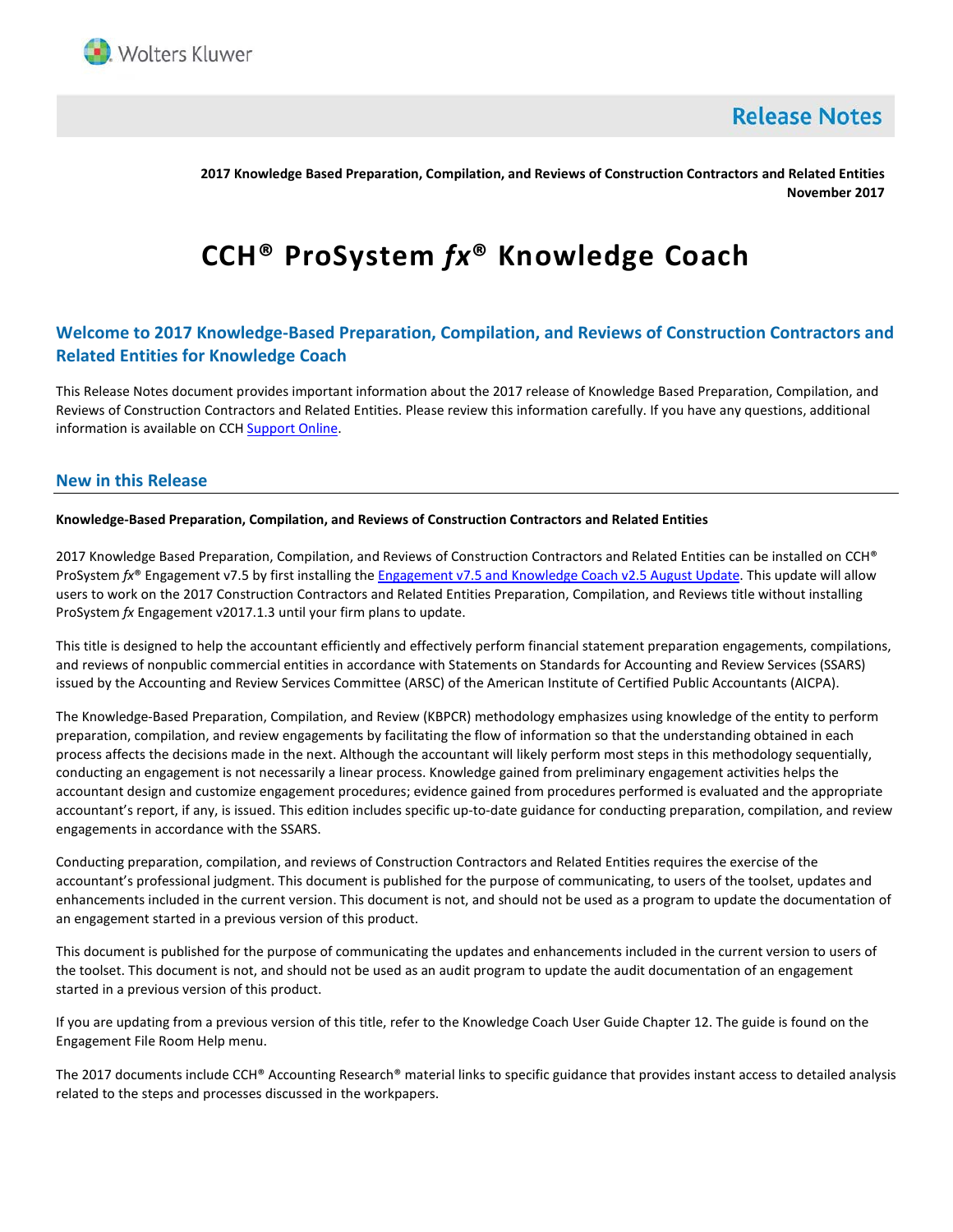# Release Notes

**2017 Knowledge Based Preparation, Compilation, and Reviews of Construction Contractors and Related Entities**
**November 2017**

# CCH® ProSystem *fx*® Knowledge Coach

## Welcome to 2017 Knowledge-Based Preparation, Compilation, and Reviews of Construction Contractors and Related Entities for Knowledge Coach

This Release Notes document provides important information about the 2017 release of Knowledge Based Preparation, Compilation, and Reviews of Construction Contractors and Related Entities. Please review this information carefully. If you have any questions, additional information is available on CCH Support Online.

## New in this Release

**Knowledge-Based Preparation, Compilation, and Reviews of Construction Contractors and Related Entities**

2017 Knowledge Based Preparation, Compilation, and Reviews of Construction Contractors and Related Entities can be installed on CCH® ProSystem *fx*® Engagement v7.5 by first installing the Engagement v7.5 and Knowledge Coach v2.5 August Update. This update will allow users to work on the 2017 Construction Contractors and Related Entities Preparation, Compilation, and Reviews title without installing ProSystem *fx* Engagement v2017.1.3 until your firm plans to update.

This title is designed to help the accountant efficiently and effectively perform financial statement preparation engagements, compilations, and reviews of nonpublic commercial entities in accordance with Statements on Standards for Accounting and Review Services (SSARS) issued by the Accounting and Review Services Committee (ARSC) of the American Institute of Certified Public Accountants (AICPA).

The Knowledge-Based Preparation, Compilation, and Review (KBPCR) methodology emphasizes using knowledge of the entity to perform preparation, compilation, and review engagements by facilitating the flow of information so that the understanding obtained in each process affects the decisions made in the next. Although the accountant will likely perform most steps in this methodology sequentially, conducting an engagement is not necessarily a linear process. Knowledge gained from preliminary engagement activities helps the accountant design and customize engagement procedures; evidence gained from procedures performed is evaluated and the appropriate accountant's report, if any, is issued. This edition includes specific up-to-date guidance for conducting preparation, compilation, and review engagements in accordance with the SSARS.

Conducting preparation, compilation, and reviews of Construction Contractors and Related Entities requires the exercise of the accountant's professional judgment. This document is published for the purpose of communicating, to users of the toolset, updates and enhancements included in the current version. This document is not, and should not be used as a program to update the documentation of an engagement started in a previous version of this product.

This document is published for the purpose of communicating the updates and enhancements included in the current version to users of the toolset. This document is not, and should not be used as an audit program to update the audit documentation of an engagement started in a previous version of this product.

If you are updating from a previous version of this title, refer to the Knowledge Coach User Guide Chapter 12. The guide is found on the Engagement File Room Help menu.

The 2017 documents include CCH® Accounting Research® material links to specific guidance that provides instant access to detailed analysis related to the steps and processes discussed in the workpapers.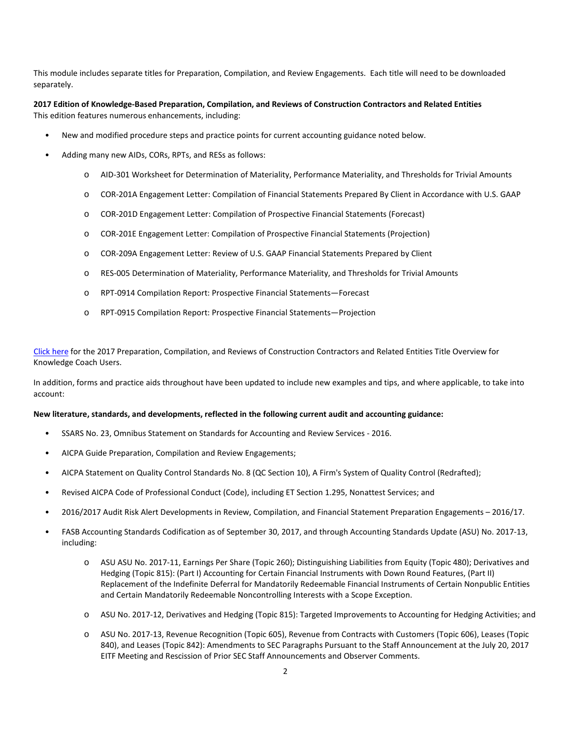This module includes separate titles for Preparation, Compilation, and Review Engagements. Each title will need to be downloaded separately.

**2017 Edition of Knowledge-Based Preparation, Compilation, and Reviews of Construction Contractors and Related Entities**
This edition features numerous enhancements, including:

- New and modified procedure steps and practice points for current accounting guidance noted below.
- Adding many new AIDs, CORs, RPTs, and RESs as follows:
  - AID-301 Worksheet for Determination of Materiality, Performance Materiality, and Thresholds for Trivial Amounts
  - COR-201A Engagement Letter: Compilation of Financial Statements Prepared By Client in Accordance with U.S. GAAP
  - COR-201D Engagement Letter: Compilation of Prospective Financial Statements (Forecast)
  - COR-201E Engagement Letter: Compilation of Prospective Financial Statements (Projection)
  - COR-209A Engagement Letter: Review of U.S. GAAP Financial Statements Prepared by Client
  - RES-005 Determination of Materiality, Performance Materiality, and Thresholds for Trivial Amounts
  - RPT-0914 Compilation Report: Prospective Financial Statements—Forecast
  - RPT-0915 Compilation Report: Prospective Financial Statements—Projection

Click here for the 2017 Preparation, Compilation, and Reviews of Construction Contractors and Related Entities Title Overview for Knowledge Coach Users.

In addition, forms and practice aids throughout have been updated to include new examples and tips, and where applicable, to take into account:

**New literature, standards, and developments, reflected in the following current audit and accounting guidance:**

- SSARS No. 23, Omnibus Statement on Standards for Accounting and Review Services - 2016.
- AICPA Guide Preparation, Compilation and Review Engagements;
- AICPA Statement on Quality Control Standards No. 8 (QC Section 10), A Firm's System of Quality Control (Redrafted);
- Revised AICPA Code of Professional Conduct (Code), including ET Section 1.295, Nonattest Services; and
- 2016/2017 Audit Risk Alert Developments in Review, Compilation, and Financial Statement Preparation Engagements – 2016/17.
- FASB Accounting Standards Codification as of September 30, 2017, and through Accounting Standards Update (ASU) No. 2017-13, including:
  - ASU ASU No. 2017-11, Earnings Per Share (Topic 260); Distinguishing Liabilities from Equity (Topic 480); Derivatives and Hedging (Topic 815): (Part I) Accounting for Certain Financial Instruments with Down Round Features, (Part II) Replacement of the Indefinite Deferral for Mandatorily Redeemable Financial Instruments of Certain Nonpublic Entities and Certain Mandatorily Redeemable Noncontrolling Interests with a Scope Exception.
  - ASU No. 2017-12, Derivatives and Hedging (Topic 815): Targeted Improvements to Accounting for Hedging Activities; and
  - ASU No. 2017-13, Revenue Recognition (Topic 605), Revenue from Contracts with Customers (Topic 606), Leases (Topic 840), and Leases (Topic 842): Amendments to SEC Paragraphs Pursuant to the Staff Announcement at the July 20, 2017 EITF Meeting and Rescission of Prior SEC Staff Announcements and Observer Comments.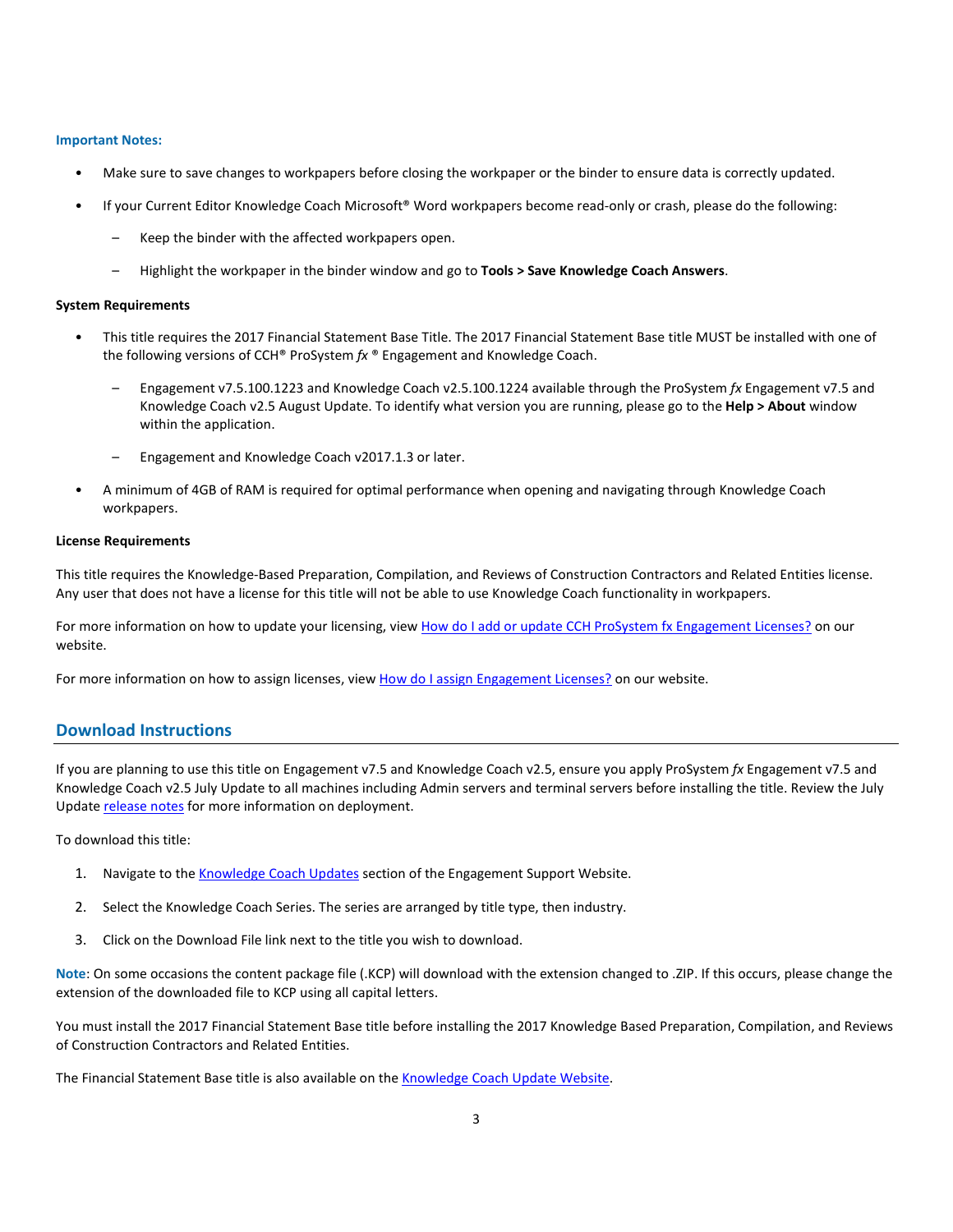**Important Notes:**

- Make sure to save changes to workpapers before closing the workpaper or the binder to ensure data is correctly updated.
- If your Current Editor Knowledge Coach Microsoft® Word workpapers become read-only or crash, please do the following:
  - Keep the binder with the affected workpapers open.
  - Highlight the workpaper in the binder window and go to **Tools > Save Knowledge Coach Answers**.

**System Requirements**

- This title requires the 2017 Financial Statement Base Title. The 2017 Financial Statement Base title MUST be installed with one of the following versions of CCH® ProSystem *fx* ® Engagement and Knowledge Coach.
  - Engagement v7.5.100.1223 and Knowledge Coach v2.5.100.1224 available through the ProSystem *fx* Engagement v7.5 and Knowledge Coach v2.5 August Update. To identify what version you are running, please go to the **Help > About** window within the application.
  - Engagement and Knowledge Coach v2017.1.3 or later.
- A minimum of 4GB of RAM is required for optimal performance when opening and navigating through Knowledge Coach workpapers.

**License Requirements**

This title requires the Knowledge-Based Preparation, Compilation, and Reviews of Construction Contractors and Related Entities license. Any user that does not have a license for this title will not be able to use Knowledge Coach functionality in workpapers.

For more information on how to update your licensing, view How do I add or update CCH ProSystem fx Engagement Licenses? on our website.

For more information on how to assign licenses, view How do I assign Engagement Licenses? on our website.

## Download Instructions

If you are planning to use this title on Engagement v7.5 and Knowledge Coach v2.5, ensure you apply ProSystem *fx* Engagement v7.5 and Knowledge Coach v2.5 July Update to all machines including Admin servers and terminal servers before installing the title. Review the July Update release notes for more information on deployment.

To download this title:

1. Navigate to the Knowledge Coach Updates section of the Engagement Support Website.
2. Select the Knowledge Coach Series. The series are arranged by title type, then industry.
3. Click on the Download File link next to the title you wish to download.

**Note**: On some occasions the content package file (.KCP) will download with the extension changed to .ZIP. If this occurs, please change the extension of the downloaded file to KCP using all capital letters.

You must install the 2017 Financial Statement Base title before installing the 2017 Knowledge Based Preparation, Compilation, and Reviews of Construction Contractors and Related Entities.

The Financial Statement Base title is also available on the Knowledge Coach Update Website.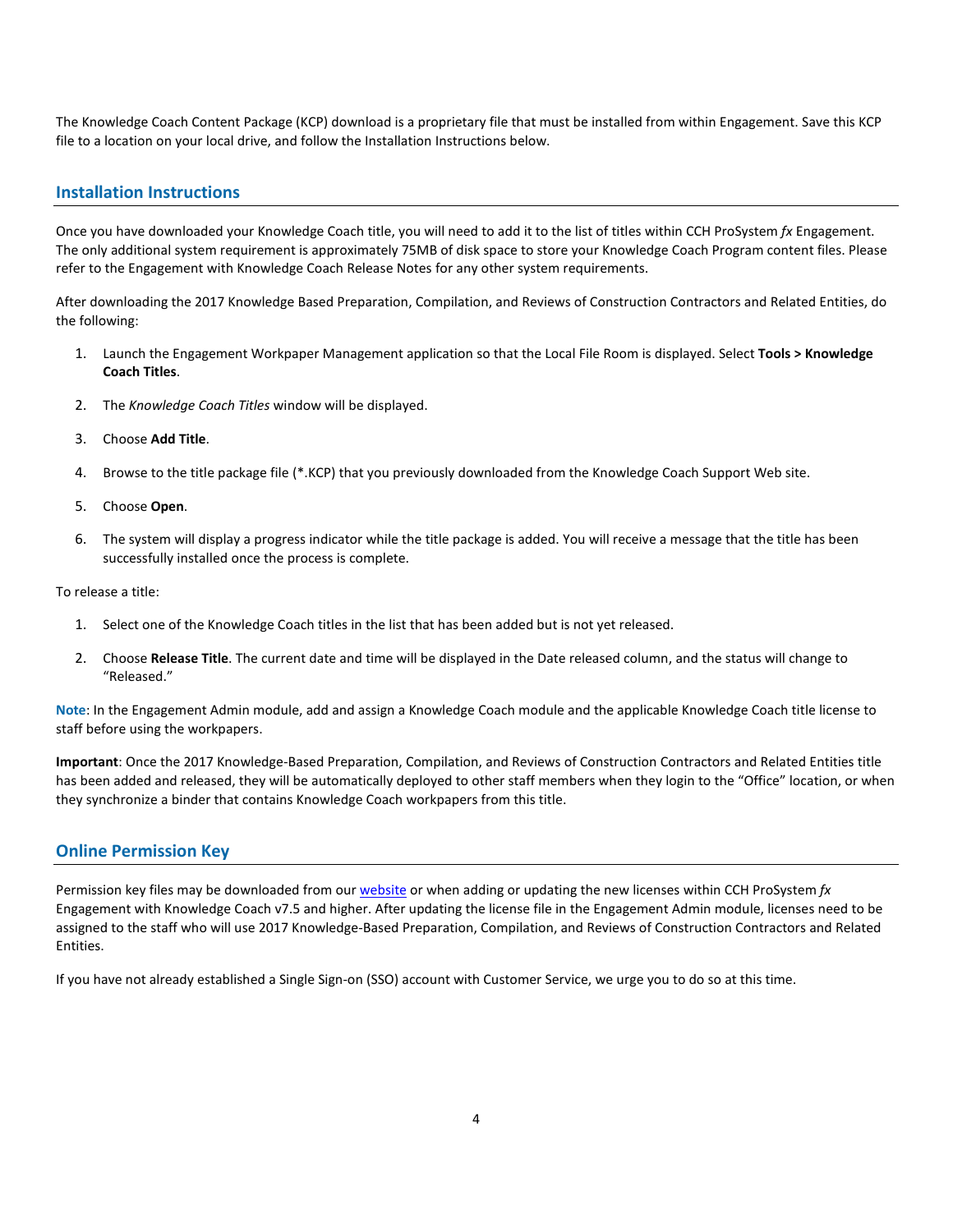The Knowledge Coach Content Package (KCP) download is a proprietary file that must be installed from within Engagement. Save this KCP file to a location on your local drive, and follow the Installation Instructions below.

## Installation Instructions

Once you have downloaded your Knowledge Coach title, you will need to add it to the list of titles within CCH ProSystem *fx* Engagement. The only additional system requirement is approximately 75MB of disk space to store your Knowledge Coach Program content files. Please refer to the Engagement with Knowledge Coach Release Notes for any other system requirements.

After downloading the 2017 Knowledge Based Preparation, Compilation, and Reviews of Construction Contractors and Related Entities, do the following:

1. Launch the Engagement Workpaper Management application so that the Local File Room is displayed. Select **Tools > Knowledge Coach Titles**.
2. The *Knowledge Coach Titles* window will be displayed.
3. Choose **Add Title**.
4. Browse to the title package file (*.KCP) that you previously downloaded from the Knowledge Coach Support Web site.
5. Choose **Open**.
6. The system will display a progress indicator while the title package is added. You will receive a message that the title has been successfully installed once the process is complete.

To release a title:

1. Select one of the Knowledge Coach titles in the list that has been added but is not yet released.
2. Choose **Release Title**. The current date and time will be displayed in the Date released column, and the status will change to "Released."

**Note**: In the Engagement Admin module, add and assign a Knowledge Coach module and the applicable Knowledge Coach title license to staff before using the workpapers.

**Important**: Once the 2017 Knowledge-Based Preparation, Compilation, and Reviews of Construction Contractors and Related Entities title has been added and released, they will be automatically deployed to other staff members when they login to the "Office" location, or when they synchronize a binder that contains Knowledge Coach workpapers from this title.

## Online Permission Key

Permission key files may be downloaded from our website or when adding or updating the new licenses within CCH ProSystem *fx* Engagement with Knowledge Coach v7.5 and higher. After updating the license file in the Engagement Admin module, licenses need to be assigned to the staff who will use 2017 Knowledge-Based Preparation, Compilation, and Reviews of Construction Contractors and Related Entities.

If you have not already established a Single Sign-on (SSO) account with Customer Service, we urge you to do so at this time.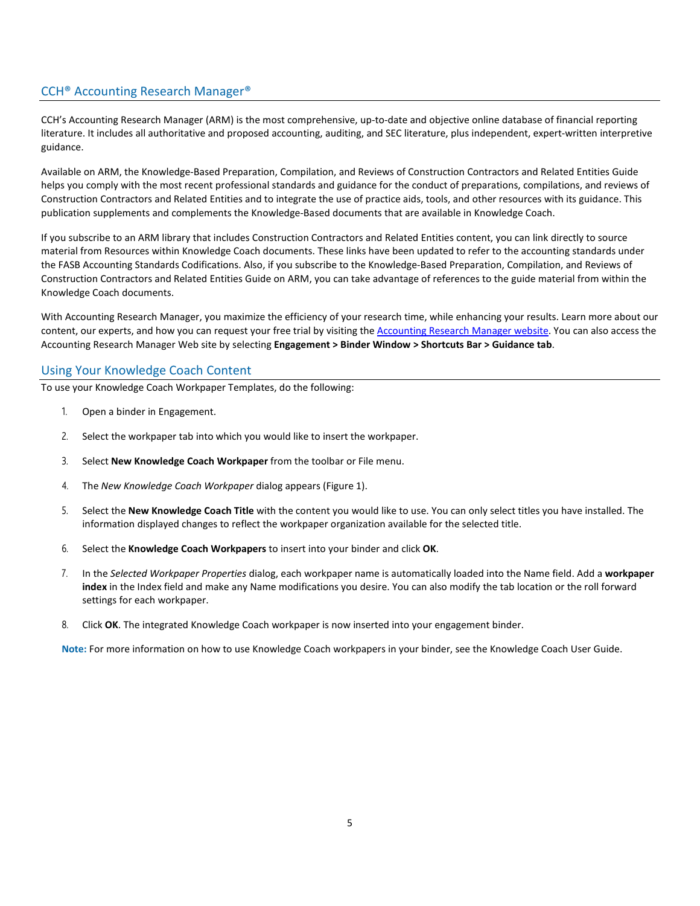## CCH® Accounting Research Manager®

CCH's Accounting Research Manager (ARM) is the most comprehensive, up-to-date and objective online database of financial reporting literature. It includes all authoritative and proposed accounting, auditing, and SEC literature, plus independent, expert-written interpretive guidance.

Available on ARM, the Knowledge-Based Preparation, Compilation, and Reviews of Construction Contractors and Related Entities Guide helps you comply with the most recent professional standards and guidance for the conduct of preparations, compilations, and reviews of Construction Contractors and Related Entities and to integrate the use of practice aids, tools, and other resources with its guidance. This publication supplements and complements the Knowledge-Based documents that are available in Knowledge Coach.

If you subscribe to an ARM library that includes Construction Contractors and Related Entities content, you can link directly to source material from Resources within Knowledge Coach documents. These links have been updated to refer to the accounting standards under the FASB Accounting Standards Codifications. Also, if you subscribe to the Knowledge-Based Preparation, Compilation, and Reviews of Construction Contractors and Related Entities Guide on ARM, you can take advantage of references to the guide material from within the Knowledge Coach documents.

With Accounting Research Manager, you maximize the efficiency of your research time, while enhancing your results. Learn more about our content, our experts, and how you can request your free trial by visiting the Accounting Research Manager website. You can also access the Accounting Research Manager Web site by selecting **Engagement > Binder Window > Shortcuts Bar > Guidance tab**.

## Using Your Knowledge Coach Content

To use your Knowledge Coach Workpaper Templates, do the following:

1. Open a binder in Engagement.
2. Select the workpaper tab into which you would like to insert the workpaper.
3. Select **New Knowledge Coach Workpaper** from the toolbar or File menu.
4. The *New Knowledge Coach Workpaper* dialog appears (Figure 1).
5. Select the **New Knowledge Coach Title** with the content you would like to use. You can only select titles you have installed. The information displayed changes to reflect the workpaper organization available for the selected title.
6. Select the **Knowledge Coach Workpapers** to insert into your binder and click **OK**.
7. In the *Selected Workpaper Properties* dialog, each workpaper name is automatically loaded into the Name field. Add a **workpaper index** in the Index field and make any Name modifications you desire. You can also modify the tab location or the roll forward settings for each workpaper.
8. Click **OK**. The integrated Knowledge Coach workpaper is now inserted into your engagement binder.

**Note:** For more information on how to use Knowledge Coach workpapers in your binder, see the Knowledge Coach User Guide.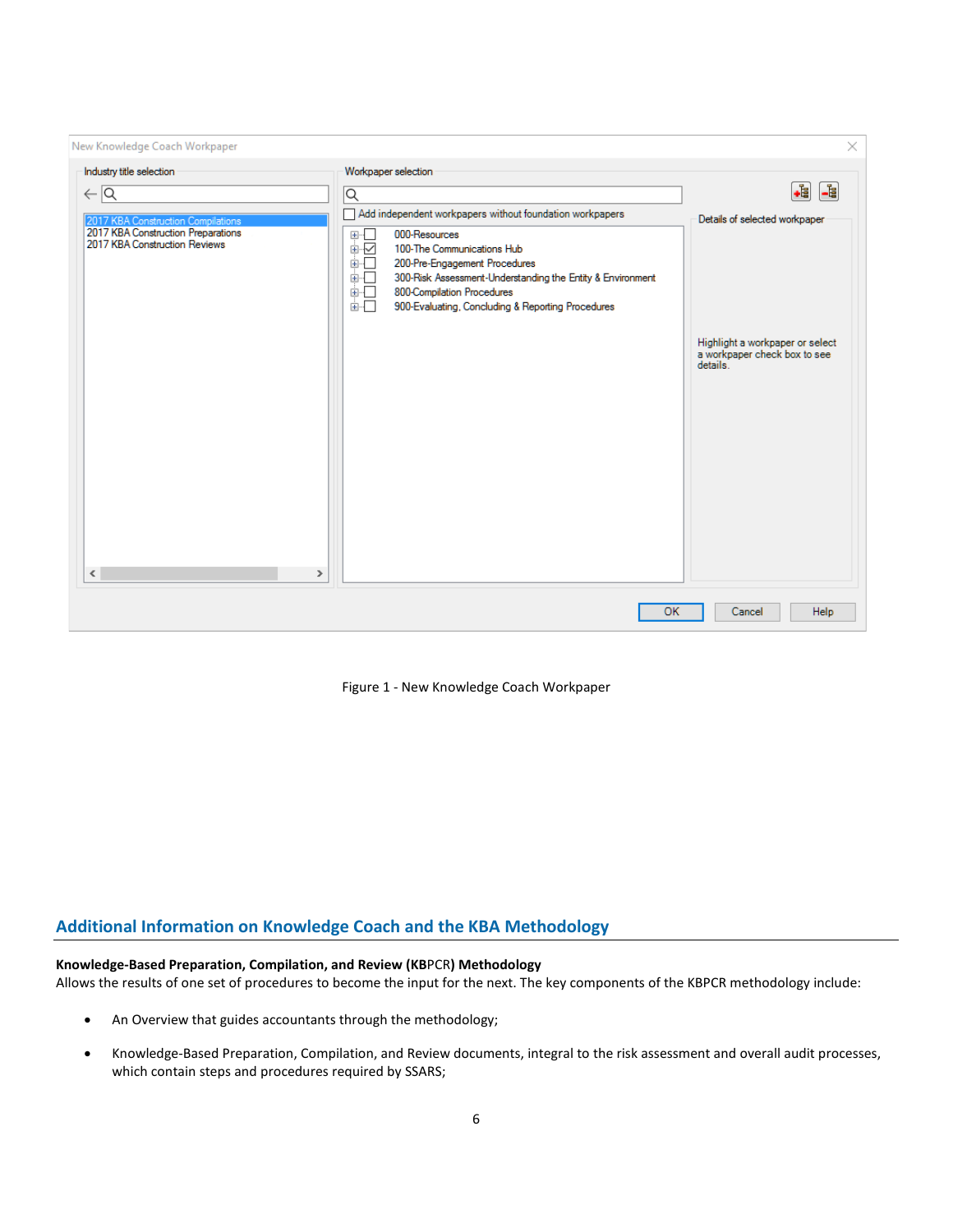Figure 1 - New Knowledge Coach Workpaper

## Additional Information on Knowledge Coach and the KBA Methodology

**Knowledge-Based Preparation, Compilation, and Review (KBPCR) Methodology**

Allows the results of one set of procedures to become the input for the next. The key components of the KBPCR methodology include:

- An Overview that guides accountants through the methodology;
- Knowledge-Based Preparation, Compilation, and Review documents, integral to the risk assessment and overall audit processes, which contain steps and procedures required by SSARS;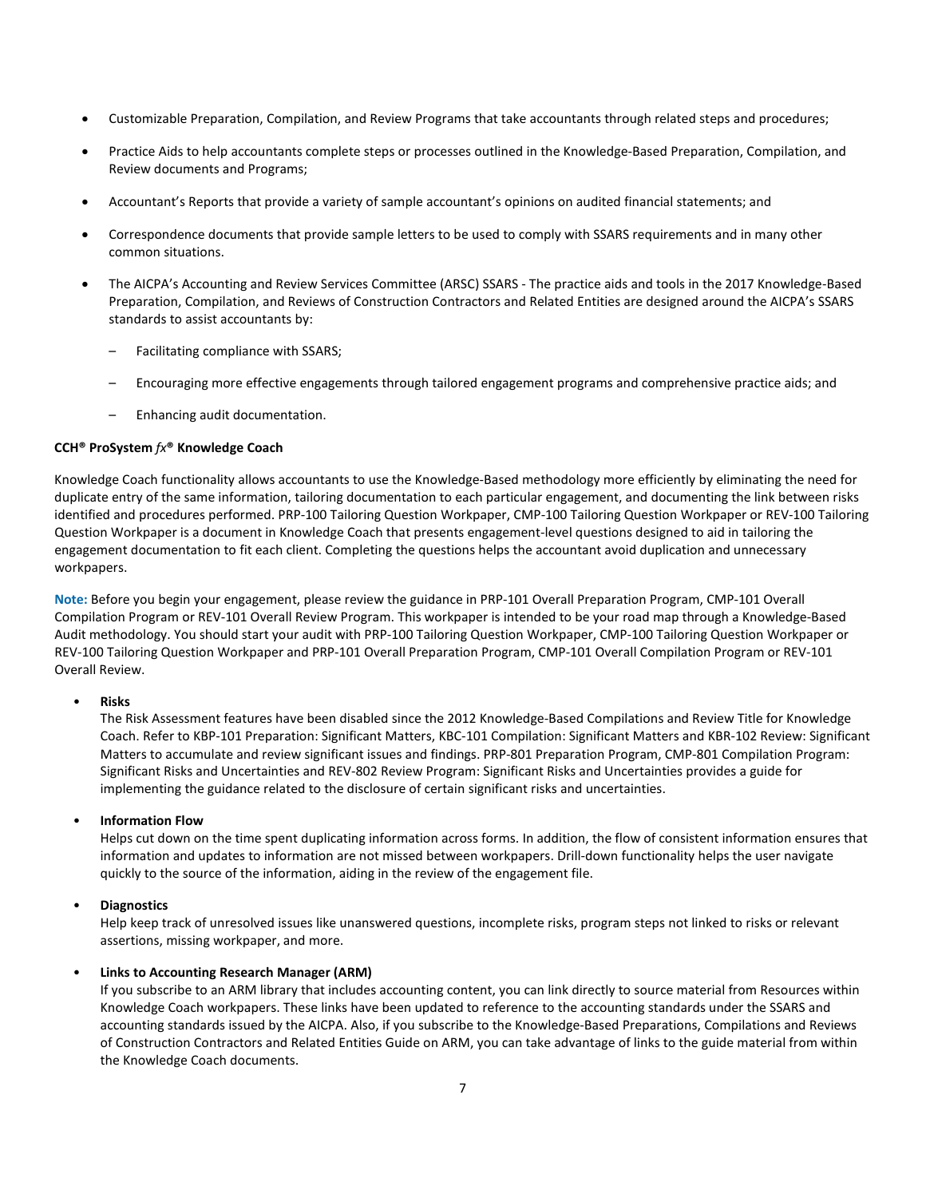- Customizable Preparation, Compilation, and Review Programs that take accountants through related steps and procedures;
- Practice Aids to help accountants complete steps or processes outlined in the Knowledge-Based Preparation, Compilation, and Review documents and Programs;
- Accountant's Reports that provide a variety of sample accountant's opinions on audited financial statements; and
- Correspondence documents that provide sample letters to be used to comply with SSARS requirements and in many other common situations.
- The AICPA's Accounting and Review Services Committee (ARSC) SSARS - The practice aids and tools in the 2017 Knowledge-Based Preparation, Compilation, and Reviews of Construction Contractors and Related Entities are designed around the AICPA's SSARS standards to assist accountants by:
  - Facilitating compliance with SSARS;
  - Encouraging more effective engagements through tailored engagement programs and comprehensive practice aids; and
  - Enhancing audit documentation.

**CCH® ProSystem *fx*® Knowledge Coach**

Knowledge Coach functionality allows accountants to use the Knowledge-Based methodology more efficiently by eliminating the need for duplicate entry of the same information, tailoring documentation to each particular engagement, and documenting the link between risks identified and procedures performed. PRP-100 Tailoring Question Workpaper, CMP-100 Tailoring Question Workpaper or REV-100 Tailoring Question Workpaper is a document in Knowledge Coach that presents engagement-level questions designed to aid in tailoring the engagement documentation to fit each client. Completing the questions helps the accountant avoid duplication and unnecessary workpapers.

**Note:** Before you begin your engagement, please review the guidance in PRP-101 Overall Preparation Program, CMP-101 Overall Compilation Program or REV-101 Overall Review Program. This workpaper is intended to be your road map through a Knowledge-Based Audit methodology. You should start your audit with PRP-100 Tailoring Question Workpaper, CMP-100 Tailoring Question Workpaper or REV-100 Tailoring Question Workpaper and PRP-101 Overall Preparation Program, CMP-101 Overall Compilation Program or REV-101 Overall Review.

- **Risks**
  The Risk Assessment features have been disabled since the 2012 Knowledge-Based Compilations and Review Title for Knowledge Coach. Refer to KBP-101 Preparation: Significant Matters, KBC-101 Compilation: Significant Matters and KBR-102 Review: Significant Matters to accumulate and review significant issues and findings. PRP-801 Preparation Program, CMP-801 Compilation Program: Significant Risks and Uncertainties and REV-802 Review Program: Significant Risks and Uncertainties provides a guide for implementing the guidance related to the disclosure of certain significant risks and uncertainties.

- **Information Flow**
  Helps cut down on the time spent duplicating information across forms. In addition, the flow of consistent information ensures that information and updates to information are not missed between workpapers. Drill-down functionality helps the user navigate quickly to the source of the information, aiding in the review of the engagement file.

- **Diagnostics**
  Help keep track of unresolved issues like unanswered questions, incomplete risks, program steps not linked to risks or relevant assertions, missing workpaper, and more.

- **Links to Accounting Research Manager (ARM)**
  If you subscribe to an ARM library that includes accounting content, you can link directly to source material from Resources within Knowledge Coach workpapers. These links have been updated to reference to the accounting standards under the SSARS and accounting standards issued by the AICPA. Also, if you subscribe to the Knowledge-Based Preparations, Compilations and Reviews of Construction Contractors and Related Entities Guide on ARM, you can take advantage of links to the guide material from within the Knowledge Coach documents.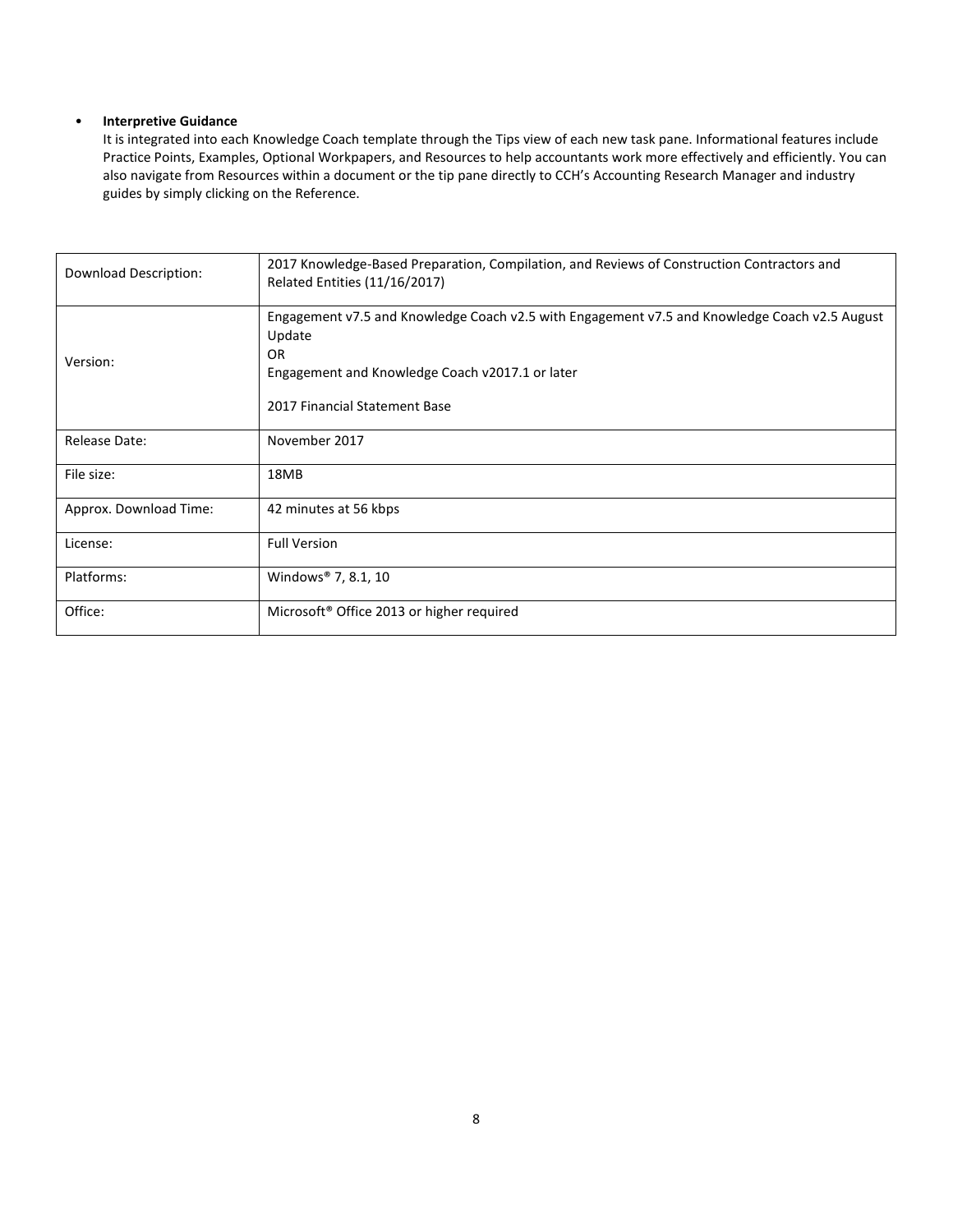- **Interpretive Guidance**
  It is integrated into each Knowledge Coach template through the Tips view of each new task pane. Informational features include Practice Points, Examples, Optional Workpapers, and Resources to help accountants work more effectively and efficiently. You can also navigate from Resources within a document or the tip pane directly to CCH's Accounting Research Manager and industry guides by simply clicking on the Reference.

| | |
|---|---|
| Download Description: | 2017 Knowledge-Based Preparation, Compilation, and Reviews of Construction Contractors and Related Entities (11/16/2017) |
| Version: | Engagement v7.5 and Knowledge Coach v2.5 with Engagement v7.5 and Knowledge Coach v2.5 August Update<br>OR<br>Engagement and Knowledge Coach v2017.1 or later<br><br>2017 Financial Statement Base |
| Release Date: | November 2017 |
| File size: | 18MB |
| Approx. Download Time: | 42 minutes at 56 kbps |
| License: | Full Version |
| Platforms: | Windows® 7, 8.1, 10 |
| Office: | Microsoft® Office 2013 or higher required |